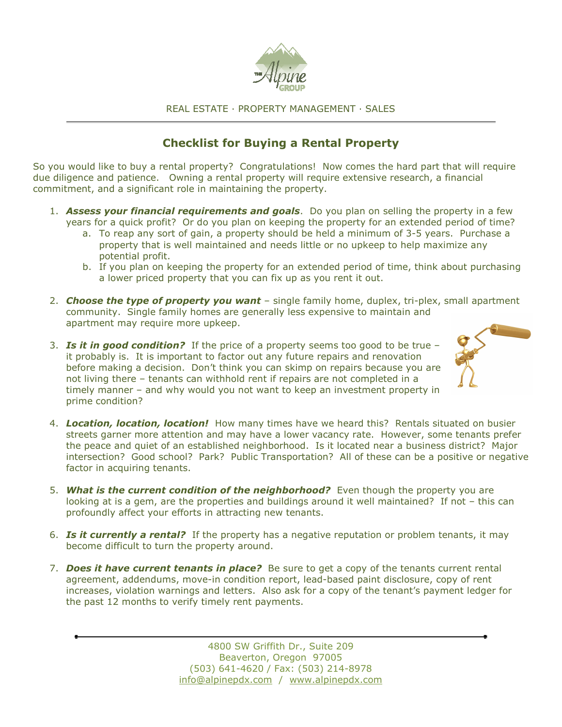REAL ESTATE · PROPERTY MANAGEMENT · SALES

## Checklist for Buying a Rental Property

So you would like to buy a rental property? Congratulations! Now comes the hard part that will require due diligence and patience. Owning a rental property will require extensive research, a financial commitment, and a significant role in maintaining the property.

1. ***Assess your financial requirements and goals***. Do you plan on selling the property in a few years for a quick profit? Or do you plan on keeping the property for an extended period of time?
   a. To reap any sort of gain, a property should be held a minimum of 3-5 years. Purchase a property that is well maintained and needs little or no upkeep to help maximize any potential profit.
   b. If you plan on keeping the property for an extended period of time, think about purchasing a lower priced property that you can fix up as you rent it out.

2. ***Choose the type of property you want*** – single family home, duplex, tri-plex, small apartment community. Single family homes are generally less expensive to maintain and apartment may require more upkeep.

3. ***Is it in good condition?*** If the price of a property seems too good to be true – it probably is. It is important to factor out any future repairs and renovation before making a decision. Don't think you can skimp on repairs because you are not living there – tenants can withhold rent if repairs are not completed in a timely manner – and why would you not want to keep an investment property in prime condition?

4. ***Location, location, location!*** How many times have we heard this? Rentals situated on busier streets garner more attention and may have a lower vacancy rate. However, some tenants prefer the peace and quiet of an established neighborhood. Is it located near a business district? Major intersection? Good school? Park? Public Transportation? All of these can be a positive or negative factor in acquiring tenants.

5. ***What is the current condition of the neighborhood?*** Even though the property you are looking at is a gem, are the properties and buildings around it well maintained? If not – this can profoundly affect your efforts in attracting new tenants.

6. ***Is it currently a rental?*** If the property has a negative reputation or problem tenants, it may become difficult to turn the property around.

7. ***Does it have current tenants in place?*** Be sure to get a copy of the tenants current rental agreement, addendums, move-in condition report, lead-based paint disclosure, copy of rent increases, violation warnings and letters. Also ask for a copy of the tenant's payment ledger for the past 12 months to verify timely rent payments.

4800 SW Griffith Dr., Suite 209
Beaverton, Oregon 97005
(503) 641-4620 / Fax: (503) 214-8978
info@alpinepdx.com / www.alpinepdx.com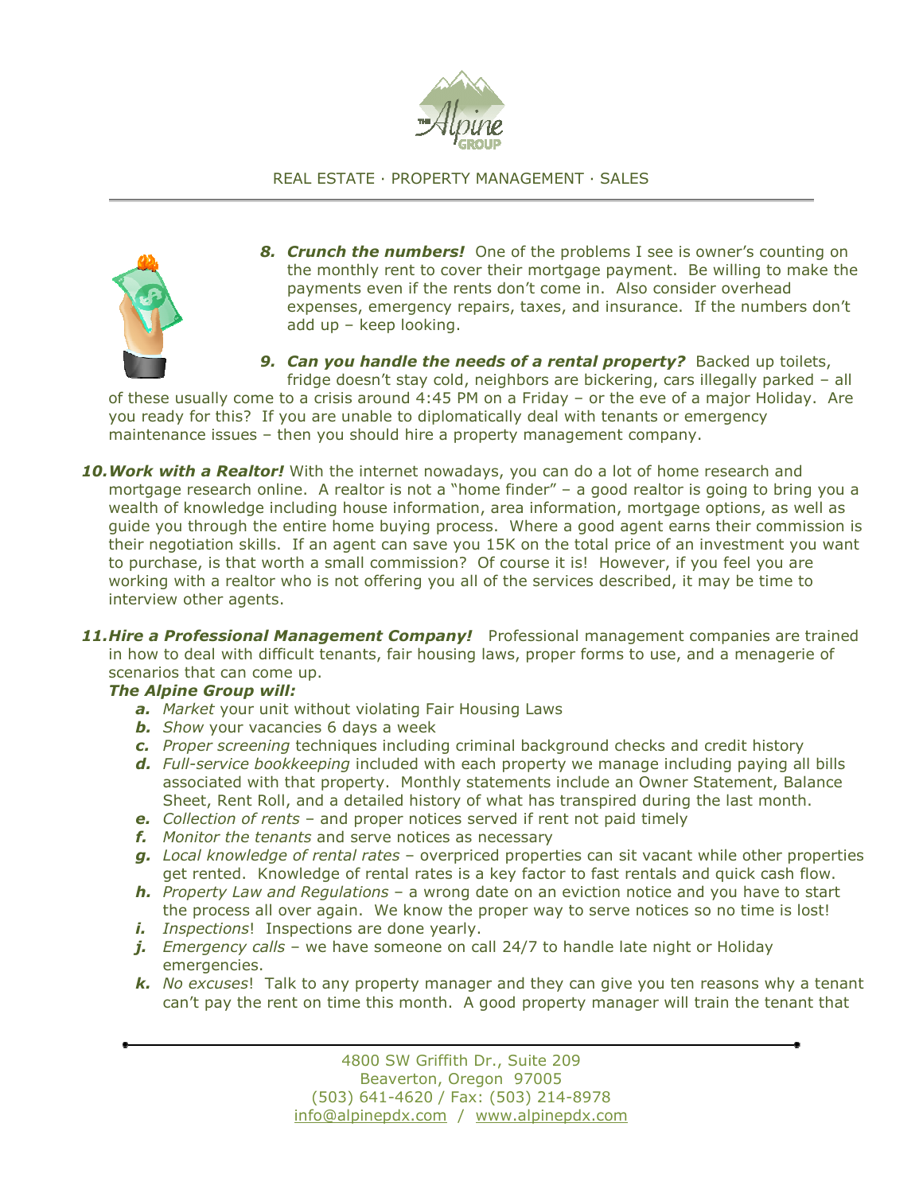8. ***Crunch the numbers!*** One of the problems I see is owner's counting on the monthly rent to cover their mortgage payment. Be willing to make the payments even if the rents don't come in. Also consider overhead expenses, emergency repairs, taxes, and insurance. If the numbers don't add up – keep looking.

9. ***Can you handle the needs of a rental property?*** Backed up toilets, fridge doesn't stay cold, neighbors are bickering, cars illegally parked – all of these usually come to a crisis around 4:45 PM on a Friday – or the eve of a major Holiday. Are you ready for this? If you are unable to diplomatically deal with tenants or emergency maintenance issues – then you should hire a property management company.

10. ***Work with a Realtor!*** With the internet nowadays, you can do a lot of home research and mortgage research online. A realtor is not a "home finder" – a good realtor is going to bring you a wealth of knowledge including house information, area information, mortgage options, as well as guide you through the entire home buying process. Where a good agent earns their commission is their negotiation skills. If an agent can save you 15K on the total price of an investment you want to purchase, is that worth a small commission? Of course it is! However, if you feel you are working with a realtor who is not offering you all of the services described, it may be time to interview other agents.

11. ***Hire a Professional Management Company!*** Professional management companies are trained in how to deal with difficult tenants, fair housing laws, proper forms to use, and a menagerie of scenarios that can come up.

    ***The Alpine Group will:***

    a. *Market* your unit without violating Fair Housing Laws
    b. *Show* your vacancies 6 days a week
    c. *Proper screening* techniques including criminal background checks and credit history
    d. *Full-service bookkeeping* included with each property we manage including paying all bills associated with that property. Monthly statements include an Owner Statement, Balance Sheet, Rent Roll, and a detailed history of what has transpired during the last month.
    e. *Collection of rents* – and proper notices served if rent not paid timely
    f. *Monitor the tenants* and serve notices as necessary
    g. *Local knowledge of rental rates* – overpriced properties can sit vacant while other properties get rented. Knowledge of rental rates is a key factor to fast rentals and quick cash flow.
    h. *Property Law and Regulations* – a wrong date on an eviction notice and you have to start the process all over again. We know the proper way to serve notices so no time is lost!
    i. *Inspections*! Inspections are done yearly.
    j. *Emergency calls* – we have someone on call 24/7 to handle late night or Holiday emergencies.
    k. *No excuses*! Talk to any property manager and they can give you ten reasons why a tenant can't pay the rent on time this month. A good property manager will train the tenant that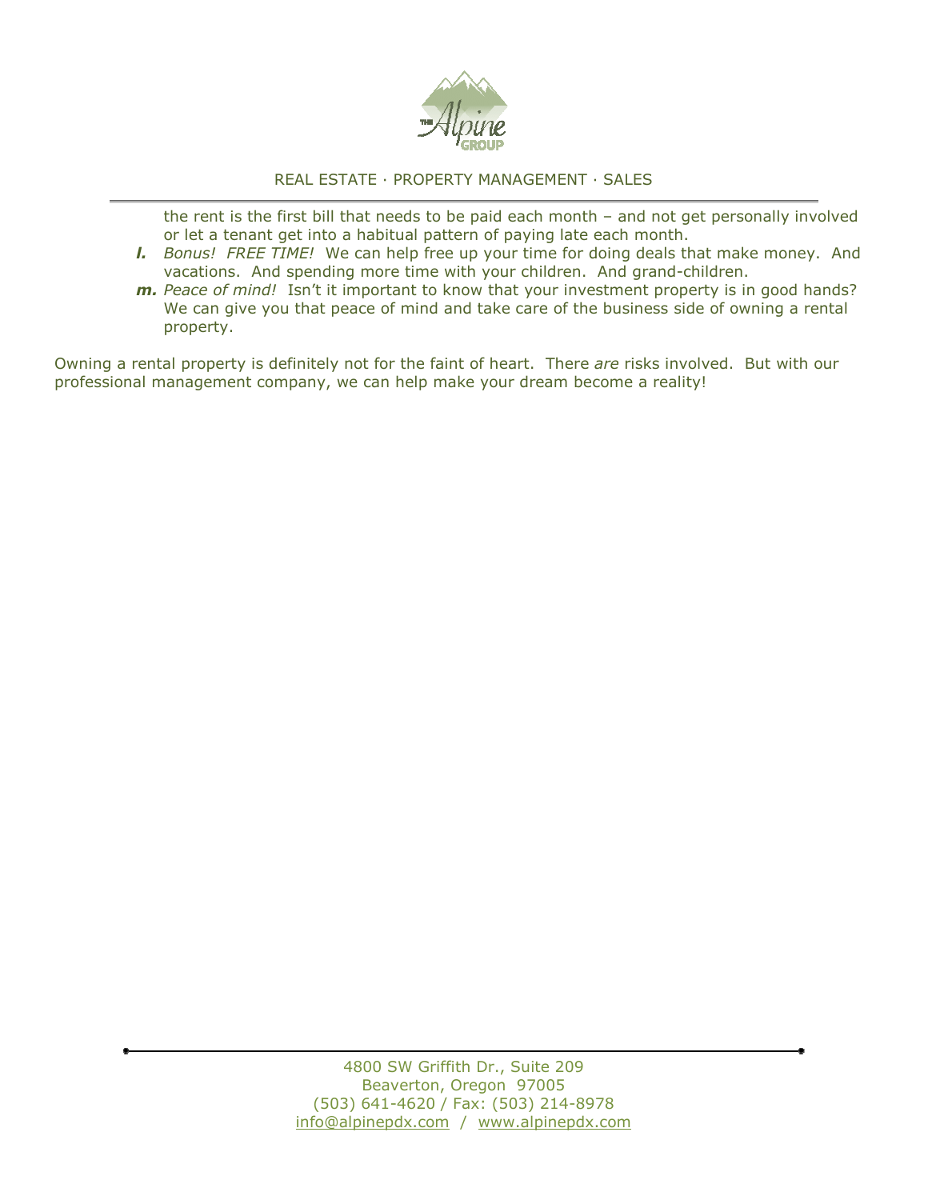the rent is the first bill that needs to be paid each month – and not get personally involved or let a tenant get into a habitual pattern of paying late each month.

***l.*** *Bonus! FREE TIME!* We can help free up your time for doing deals that make money. And vacations. And spending more time with your children. And grand-children.

***m.*** *Peace of mind!* Isn't it important to know that your investment property is in good hands? We can give you that peace of mind and take care of the business side of owning a rental property.

Owning a rental property is definitely not for the faint of heart. There *are* risks involved. But with our professional management company, we can help make your dream become a reality!